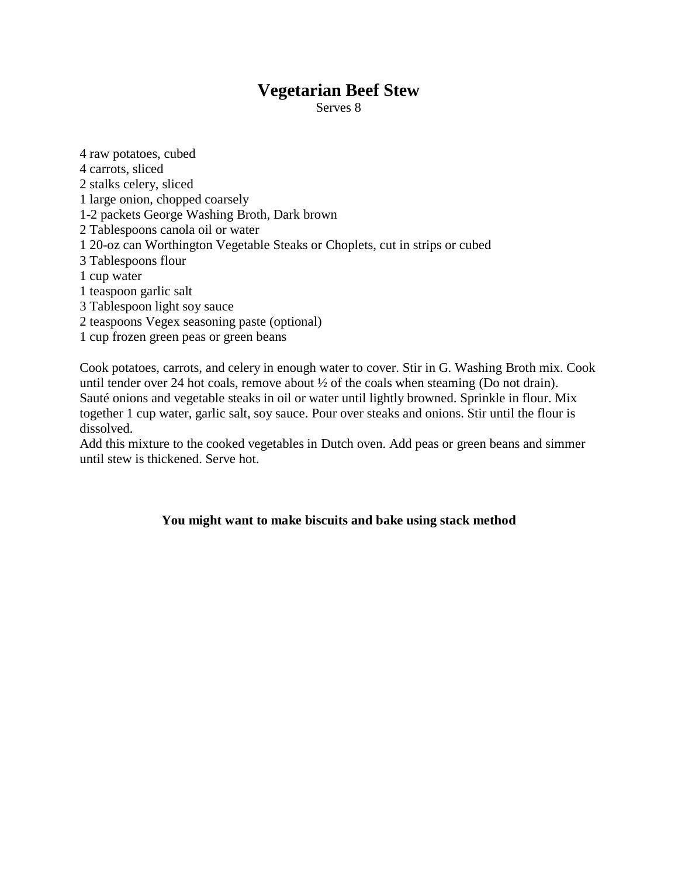# Vegetarian Beef Stew

Serves 8

4 raw potatoes, cubed
4 carrots, sliced
2 stalks celery, sliced
1 large onion, chopped coarsely
1-2 packets George Washing Broth, Dark brown
2 Tablespoons canola oil or water
1 20-oz can Worthington Vegetable Steaks or Choplets, cut in strips or cubed
3 Tablespoons flour
1 cup water
1 teaspoon garlic salt
3 Tablespoon light soy sauce
2 teaspoons Vegex seasoning paste (optional)
1 cup frozen green peas or green beans

Cook potatoes, carrots, and celery in enough water to cover. Stir in G. Washing Broth mix. Cook until tender over 24 hot coals, remove about ½ of the coals when steaming (Do not drain).
Sauté onions and vegetable steaks in oil or water until lightly browned. Sprinkle in flour. Mix together 1 cup water, garlic salt, soy sauce. Pour over steaks and onions. Stir until the flour is dissolved.
Add this mixture to the cooked vegetables in Dutch oven. Add peas or green beans and simmer until stew is thickened. Serve hot.

**You might want to make biscuits and bake using stack method**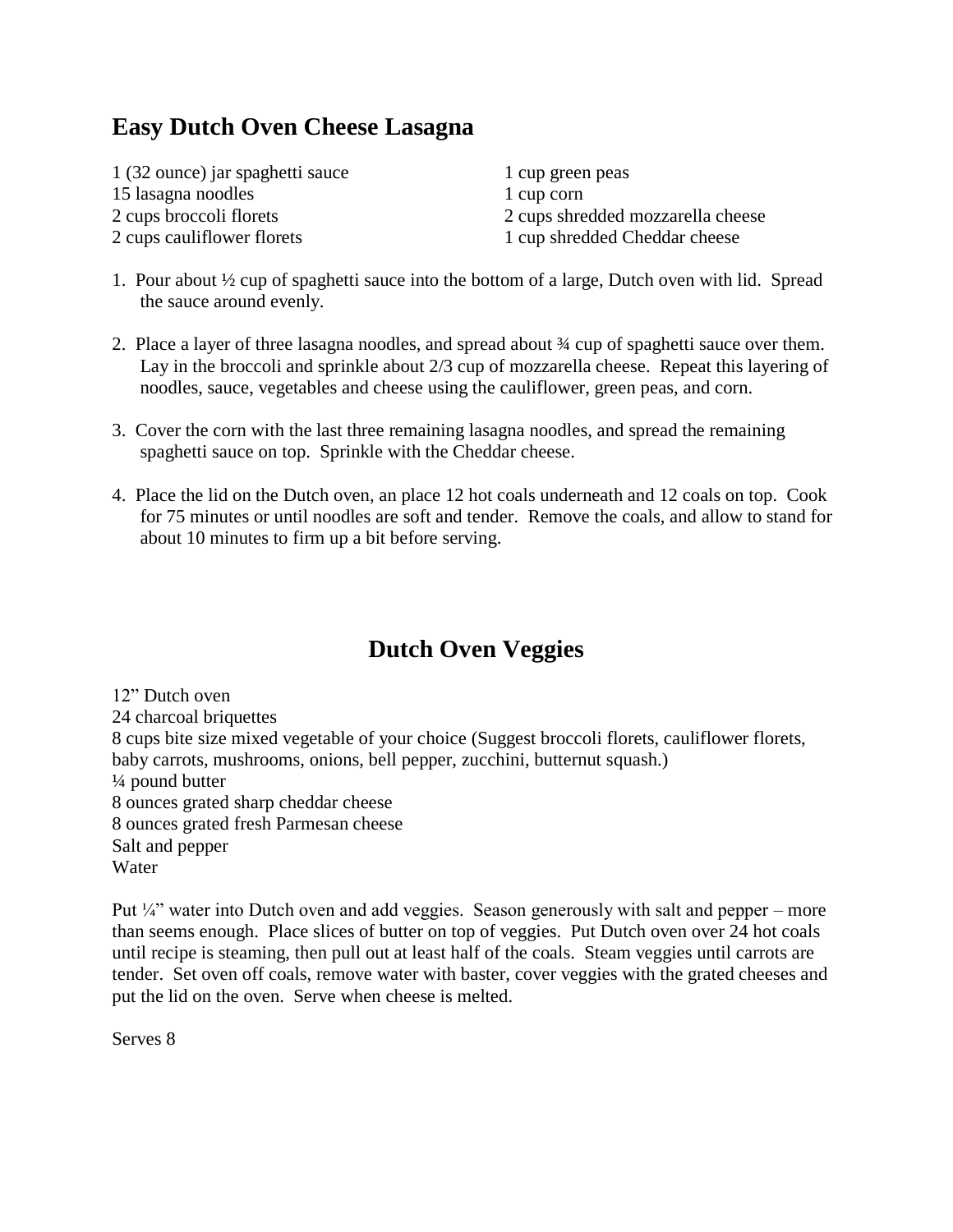## Easy Dutch Oven Cheese Lasagna

- 1 (32 ounce) jar spaghetti sauce
- 15 lasagna noodles
- 2 cups broccoli florets
- 2 cups cauliflower florets
- 1 cup green peas
- 1 cup corn
- 2 cups shredded mozzarella cheese
- 1 cup shredded Cheddar cheese

1. Pour about ½ cup of spaghetti sauce into the bottom of a large, Dutch oven with lid. Spread the sauce around evenly.

2. Place a layer of three lasagna noodles, and spread about ¾ cup of spaghetti sauce over them. Lay in the broccoli and sprinkle about 2/3 cup of mozzarella cheese. Repeat this layering of noodles, sauce, vegetables and cheese using the cauliflower, green peas, and corn.

3. Cover the corn with the last three remaining lasagna noodles, and spread the remaining spaghetti sauce on top. Sprinkle with the Cheddar cheese.

4. Place the lid on the Dutch oven, an place 12 hot coals underneath and 12 coals on top. Cook for 75 minutes or until noodles are soft and tender. Remove the coals, and allow to stand for about 10 minutes to firm up a bit before serving.

## Dutch Oven Veggies

12" Dutch oven
24 charcoal briquettes
8 cups bite size mixed vegetable of your choice (Suggest broccoli florets, cauliflower florets, baby carrots, mushrooms, onions, bell pepper, zucchini, butternut squash.)
¼ pound butter
8 ounces grated sharp cheddar cheese
8 ounces grated fresh Parmesan cheese
Salt and pepper
Water

Put ¼" water into Dutch oven and add veggies. Season generously with salt and pepper – more than seems enough. Place slices of butter on top of veggies. Put Dutch oven over 24 hot coals until recipe is steaming, then pull out at least half of the coals. Steam veggies until carrots are tender. Set oven off coals, remove water with baster, cover veggies with the grated cheeses and put the lid on the oven. Serve when cheese is melted.

Serves 8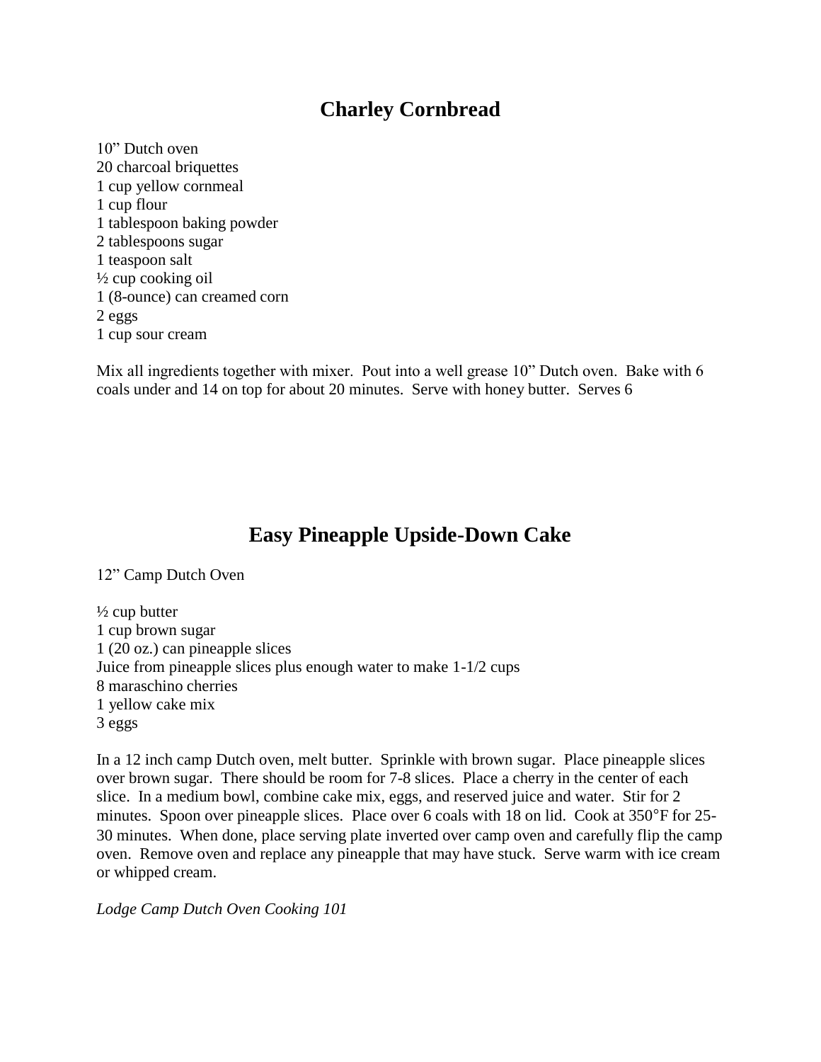# Charley Cornbread

10" Dutch oven
20 charcoal briquettes
1 cup yellow cornmeal
1 cup flour
1 tablespoon baking powder
2 tablespoons sugar
1 teaspoon salt
½ cup cooking oil
1 (8-ounce) can creamed corn
2 eggs
1 cup sour cream

Mix all ingredients together with mixer. Pout into a well grease 10" Dutch oven. Bake with 6 coals under and 14 on top for about 20 minutes. Serve with honey butter. Serves 6

# Easy Pineapple Upside-Down Cake

12" Camp Dutch Oven

½ cup butter
1 cup brown sugar
1 (20 oz.) can pineapple slices
Juice from pineapple slices plus enough water to make 1-1/2 cups
8 maraschino cherries
1 yellow cake mix
3 eggs

In a 12 inch camp Dutch oven, melt butter. Sprinkle with brown sugar. Place pineapple slices over brown sugar. There should be room for 7-8 slices. Place a cherry in the center of each slice. In a medium bowl, combine cake mix, eggs, and reserved juice and water. Stir for 2 minutes. Spoon over pineapple slices. Place over 6 coals with 18 on lid. Cook at 350°F for 25-30 minutes. When done, place serving plate inverted over camp oven and carefully flip the camp oven. Remove oven and replace any pineapple that may have stuck. Serve warm with ice cream or whipped cream.

*Lodge Camp Dutch Oven Cooking 101*